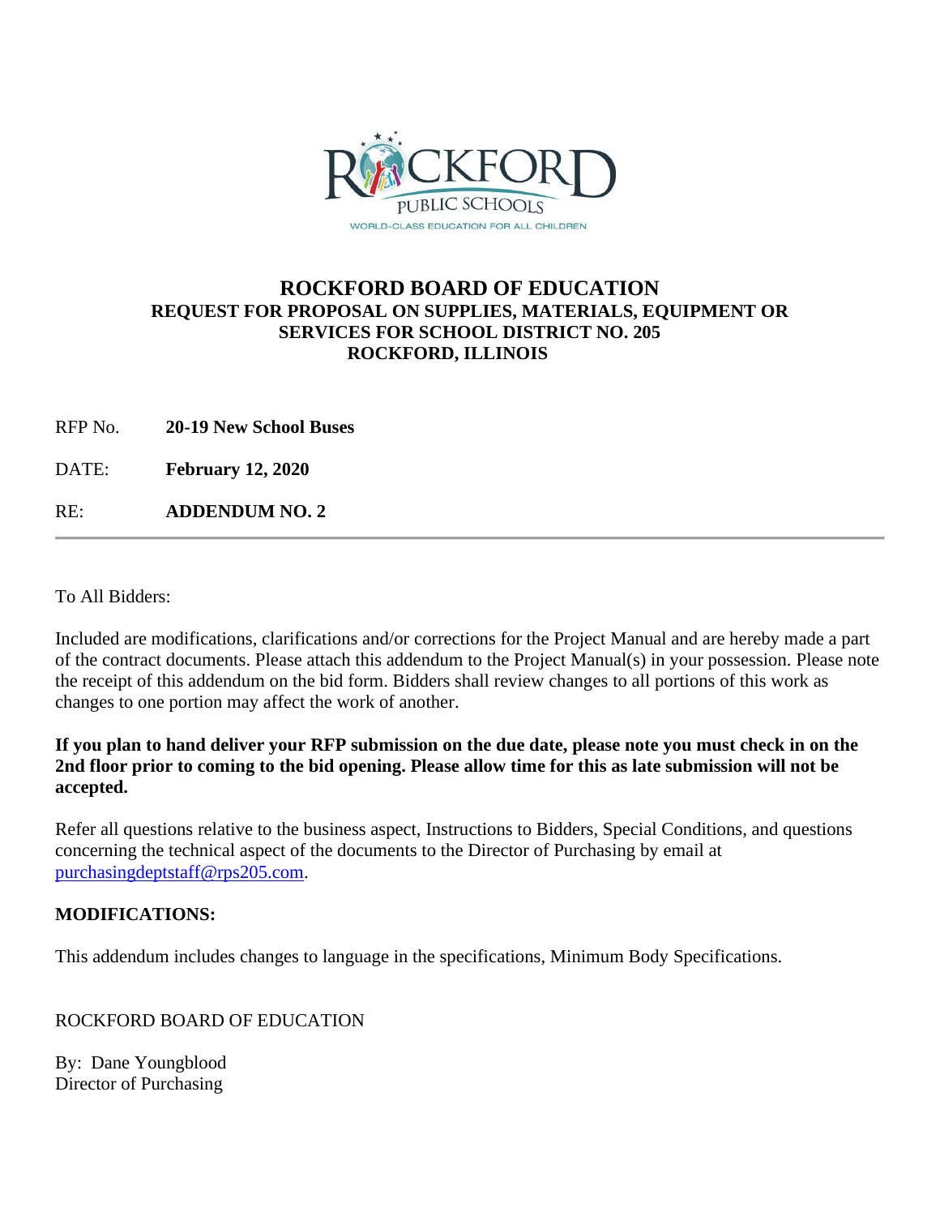ROCKFORD PUBLIC SCHOOLS

WORLD-CLASS EDUCATION FOR ALL CHILDREN

# ROCKFORD BOARD OF EDUCATION

**REQUEST FOR PROPOSAL ON SUPPLIES, MATERIALS, EQUIPMENT OR SERVICES FOR SCHOOL DISTRICT NO. 205**
**ROCKFORD, ILLINOIS**

RFP No. **20-19 New School Buses**

DATE: **February 12, 2020**

RE: **ADDENDUM NO. 2**

---

To All Bidders:

Included are modifications, clarifications and/or corrections for the Project Manual and are hereby made a part of the contract documents. Please attach this addendum to the Project Manual(s) in your possession. Please note the receipt of this addendum on the bid form. Bidders shall review changes to all portions of this work as changes to one portion may affect the work of another.

**If you plan to hand deliver your RFP submission on the due date, please note you must check in on the 2nd floor prior to coming to the bid opening. Please allow time for this as late submission will not be accepted.**

Refer all questions relative to the business aspect, Instructions to Bidders, Special Conditions, and questions concerning the technical aspect of the documents to the Director of Purchasing by email at purchasingdeptstaff@rps205.com.

**MODIFICATIONS:**

This addendum includes changes to language in the specifications, Minimum Body Specifications.

ROCKFORD BOARD OF EDUCATION

By: Dane Youngblood
Director of Purchasing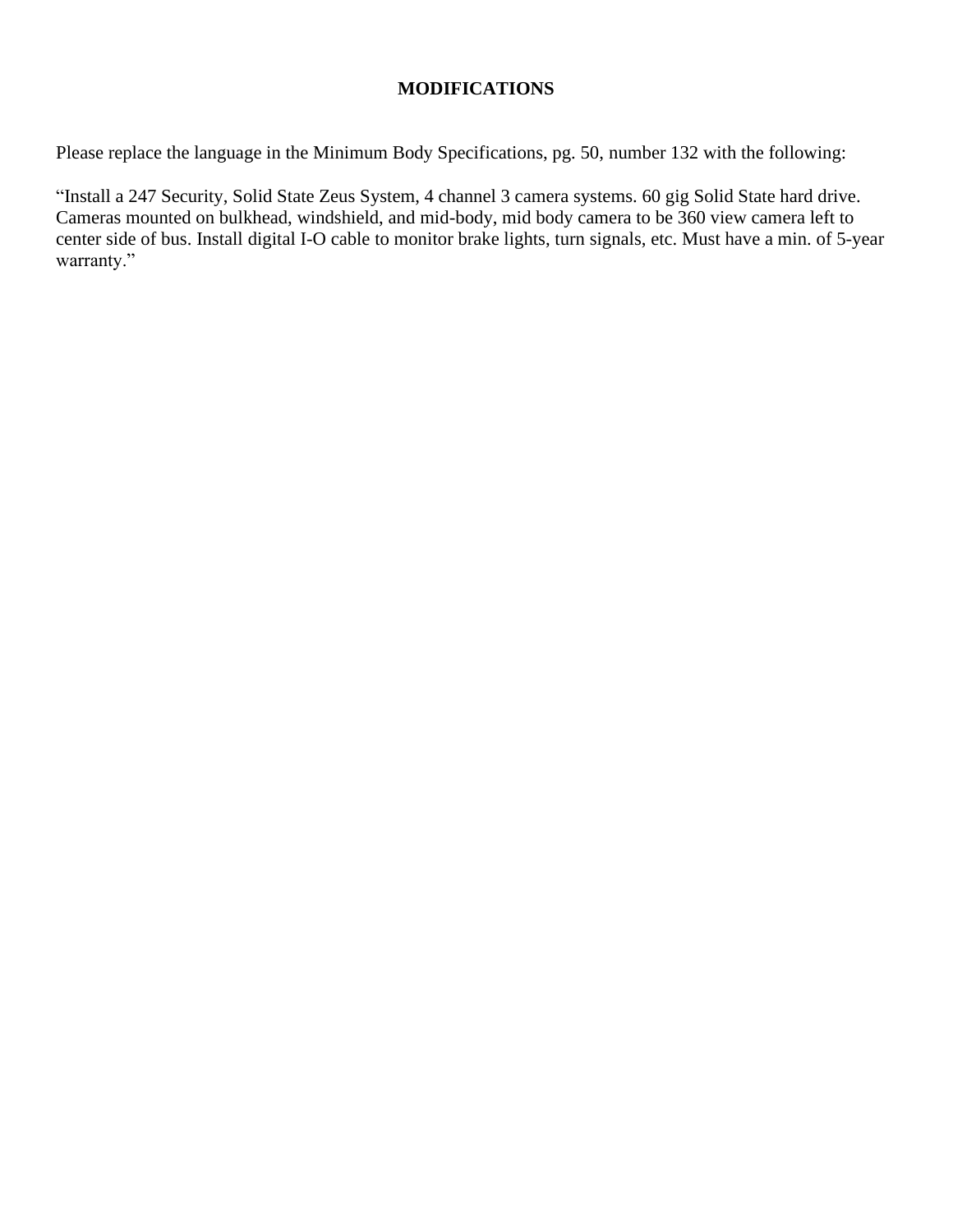**MODIFICATIONS**

Please replace the language in the Minimum Body Specifications, pg. 50, number 132 with the following:

"Install a 247 Security, Solid State Zeus System, 4 channel 3 camera systems. 60 gig Solid State hard drive. Cameras mounted on bulkhead, windshield, and mid-body, mid body camera to be 360 view camera left to center side of bus. Install digital I-O cable to monitor brake lights, turn signals, etc. Must have a min. of 5-year warranty."